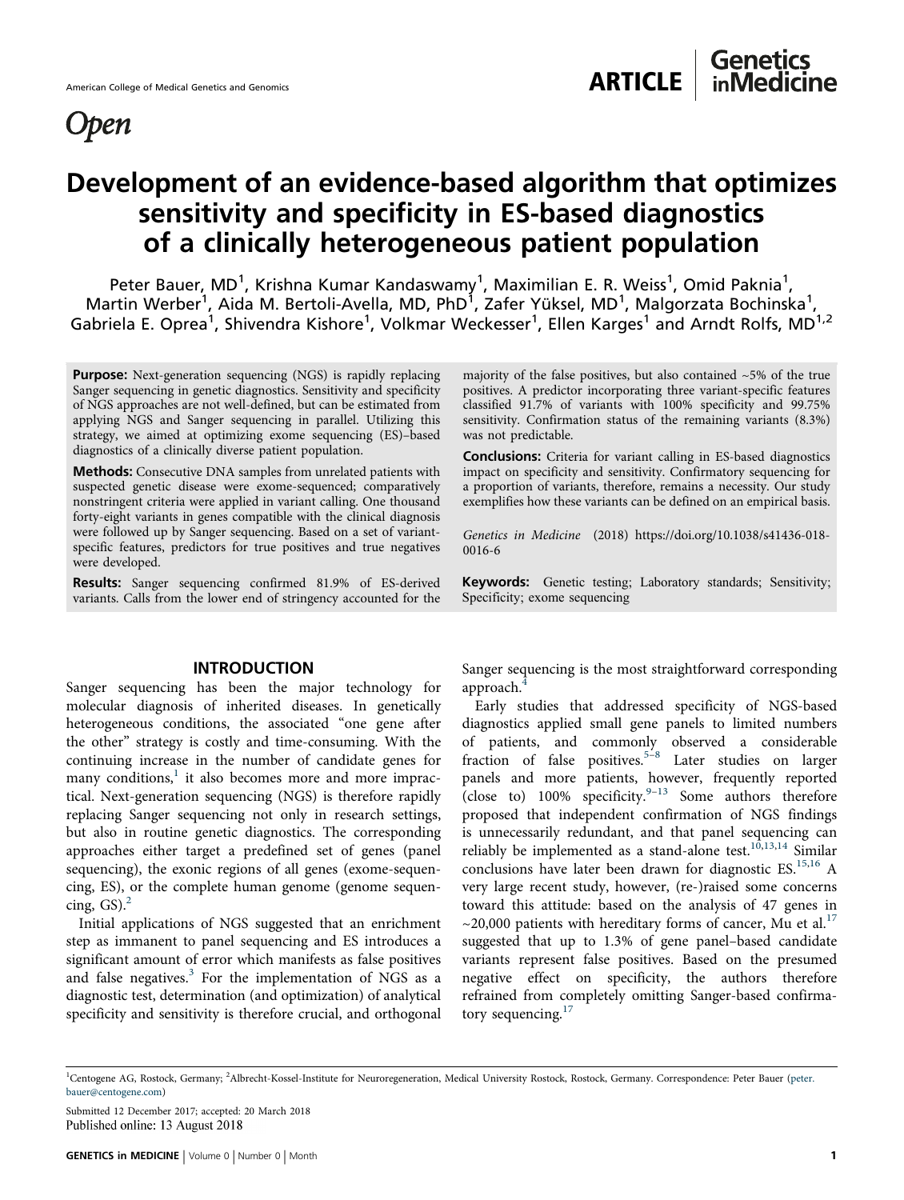American College of Medical Genetics and Genomics

ARTICLE | Genetics inMedicine

Open

# Development of an evidence-based algorithm that optimizes sensitivity and specificity in ES-based diagnostics of a clinically heterogeneous patient population

Peter Bauer, MD[1], Krishna Kumar Kandaswamy[1], Maximilian E. R. Weiss[1], Omid Paknia[1], Martin Werber[1], Aida M. Bertoli-Avella, MD, PhD[1], Zafer Yüksel, MD[1], Malgorzata Bochinska[1], Gabriela E. Oprea[1], Shivendra Kishore[1], Volkmar Weckesser[1], Ellen Karges[1] and Arndt Rolfs, MD[1,2]

**Purpose:** Next-generation sequencing (NGS) is rapidly replacing Sanger sequencing in genetic diagnostics. Sensitivity and specificity of NGS approaches are not well-defined, but can be estimated from applying NGS and Sanger sequencing in parallel. Utilizing this strategy, we aimed at optimizing exome sequencing (ES)–based diagnostics of a clinically diverse patient population.

**Methods:** Consecutive DNA samples from unrelated patients with suspected genetic disease were exome-sequenced; comparatively nonstringent criteria were applied in variant calling. One thousand forty-eight variants in genes compatible with the clinical diagnosis were followed up by Sanger sequencing. Based on a set of variant-specific features, predictors for true positives and true negatives were developed.

**Results:** Sanger sequencing confirmed 81.9% of ES-derived variants. Calls from the lower end of stringency accounted for the majority of the false positives, but also contained ~5% of the true positives. A predictor incorporating three variant-specific features classified 91.7% of variants with 100% specificity and 99.75% sensitivity. Confirmation status of the remaining variants (8.3%) was not predictable.

**Conclusions:** Criteria for variant calling in ES-based diagnostics impact on specificity and sensitivity. Confirmatory sequencing for a proportion of variants, therefore, remains a necessity. Our study exemplifies how these variants can be defined on an empirical basis.

*Genetics in Medicine* (2018) https://doi.org/10.1038/s41436-018-0016-6

**Keywords:** Genetic testing; Laboratory standards; Sensitivity; Specificity; exome sequencing

## INTRODUCTION

Sanger sequencing has been the major technology for molecular diagnosis of inherited diseases. In genetically heterogeneous conditions, the associated "one gene after the other" strategy is costly and time-consuming. With the continuing increase in the number of candidate genes for many conditions,[1] it also becomes more and more impractical. Next-generation sequencing (NGS) is therefore rapidly replacing Sanger sequencing not only in research settings, but also in routine genetic diagnostics. The corresponding approaches either target a predefined set of genes (panel sequencing), the exonic regions of all genes (exome-sequencing, ES), or the complete human genome (genome sequencing, GS).[2]

Initial applications of NGS suggested that an enrichment step as immanent to panel sequencing and ES introduces a significant amount of error which manifests as false positives and false negatives.[3] For the implementation of NGS as a diagnostic test, determination (and optimization) of analytical specificity and sensitivity is therefore crucial, and orthogonal Sanger sequencing is the most straightforward corresponding approach.[4]

Early studies that addressed specificity of NGS-based diagnostics applied small gene panels to limited numbers of patients, and commonly observed a considerable fraction of false positives.[5–8] Later studies on larger panels and more patients, however, frequently reported (close to) 100% specificity.[9–13] Some authors therefore proposed that independent confirmation of NGS findings is unnecessarily redundant, and that panel sequencing can reliably be implemented as a stand-alone test.[10,13,14] Similar conclusions have later been drawn for diagnostic ES.[15,16] A very large recent study, however, (re-)raised some concerns toward this attitude: based on the analysis of 47 genes in ~20,000 patients with hereditary forms of cancer, Mu et al.[17] suggested that up to 1.3% of gene panel–based candidate variants represent false positives. Based on the presumed negative effect on specificity, the authors therefore refrained from completely omitting Sanger-based confirmatory sequencing.[17]

[1]Centogene AG, Rostock, Germany; [2]Albrecht-Kossel-Institute for Neuroregeneration, Medical University Rostock, Rostock, Germany. Correspondence: Peter Bauer (peter.bauer@centogene.com)

Submitted 12 December 2017; accepted: 20 March 2018
Published online: 13 August 2018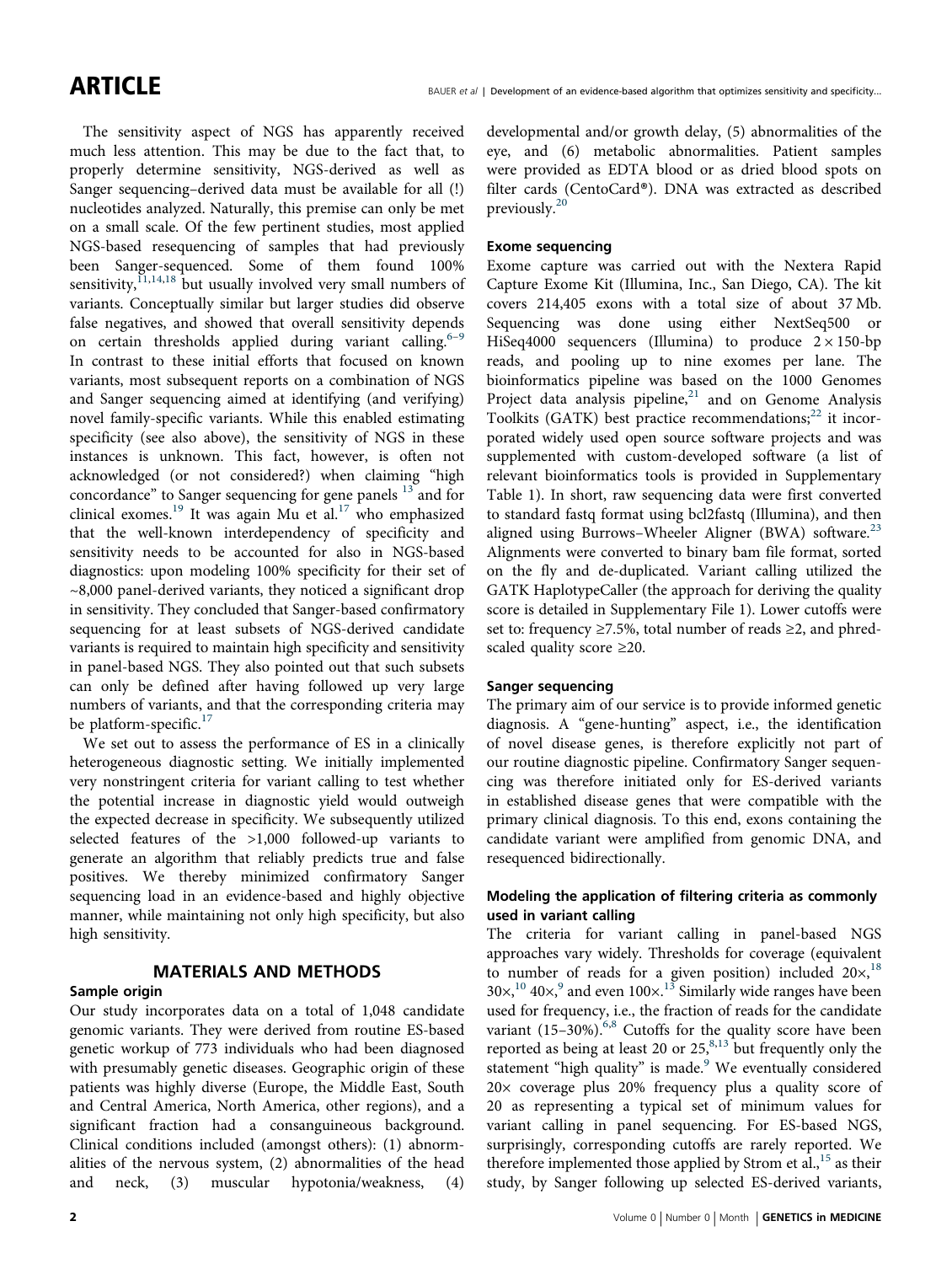The sensitivity aspect of NGS has apparently received much less attention. This may be due to the fact that, to properly determine sensitivity, NGS-derived as well as Sanger sequencing–derived data must be available for all (!) nucleotides analyzed. Naturally, this premise can only be met on a small scale. Of the few pertinent studies, most applied NGS-based resequencing of samples that had previously been Sanger-sequenced. Some of them found 100% sensitivity,[11,14,18] but usually involved very small numbers of variants. Conceptually similar but larger studies did observe false negatives, and showed that overall sensitivity depends on certain thresholds applied during variant calling.[6–9] In contrast to these initial efforts that focused on known variants, most subsequent reports on a combination of NGS and Sanger sequencing aimed at identifying (and verifying) novel family-specific variants. While this enabled estimating specificity (see also above), the sensitivity of NGS in these instances is unknown. This fact, however, is often not acknowledged (or not considered?) when claiming "high concordance" to Sanger sequencing for gene panels [13] and for clinical exomes.[19] It was again Mu et al.[17] who emphasized that the well-known interdependency of specificity and sensitivity needs to be accounted for also in NGS-based diagnostics: upon modeling 100% specificity for their set of ~8,000 panel-derived variants, they noticed a significant drop in sensitivity. They concluded that Sanger-based confirmatory sequencing for at least subsets of NGS-derived candidate variants is required to maintain high specificity and sensitivity in panel-based NGS. They also pointed out that such subsets can only be defined after having followed up very large numbers of variants, and that the corresponding criteria may be platform-specific.[17]

We set out to assess the performance of ES in a clinically heterogeneous diagnostic setting. We initially implemented very nonstringent criteria for variant calling to test whether the potential increase in diagnostic yield would outweigh the expected decrease in specificity. We subsequently utilized selected features of the >1,000 followed-up variants to generate an algorithm that reliably predicts true and false positives. We thereby minimized confirmatory Sanger sequencing load in an evidence-based and highly objective manner, while maintaining not only high specificity, but also high sensitivity.

## MATERIALS AND METHODS

### Sample origin

Our study incorporates data on a total of 1,048 candidate genomic variants. They were derived from routine ES-based genetic workup of 773 individuals who had been diagnosed with presumably genetic diseases. Geographic origin of these patients was highly diverse (Europe, the Middle East, South and Central America, North America, other regions), and a significant fraction had a consanguineous background. Clinical conditions included (amongst others): (1) abnormalities of the nervous system, (2) abnormalities of the head and neck, (3) muscular hypotonia/weakness, (4) developmental and/or growth delay, (5) abnormalities of the eye, and (6) metabolic abnormalities. Patient samples were provided as EDTA blood or as dried blood spots on filter cards (CentoCard®). DNA was extracted as described previously.[20]

### Exome sequencing

Exome capture was carried out with the Nextera Rapid Capture Exome Kit (Illumina, Inc., San Diego, CA). The kit covers 214,405 exons with a total size of about 37 Mb. Sequencing was done using either NextSeq500 or HiSeq4000 sequencers (Illumina) to produce $2 \times 150$-bp reads, and pooling up to nine exomes per lane. The bioinformatics pipeline was based on the 1000 Genomes Project data analysis pipeline,[21] and on Genome Analysis Toolkits (GATK) best practice recommendations;[22] it incorporated widely used open source software projects and was supplemented with custom-developed software (a list of relevant bioinformatics tools is provided in Supplementary Table 1). In short, raw sequencing data were first converted to standard fastq format using bcl2fastq (Illumina), and then aligned using Burrows–Wheeler Aligner (BWA) software.[23] Alignments were converted to binary bam file format, sorted on the fly and de-duplicated. Variant calling utilized the GATK HaplotypeCaller (the approach for deriving the quality score is detailed in Supplementary File 1). Lower cutoffs were set to: frequency ≥7.5%, total number of reads ≥2, and phred-scaled quality score ≥20.

### Sanger sequencing

The primary aim of our service is to provide informed genetic diagnosis. A "gene-hunting" aspect, i.e., the identification of novel disease genes, is therefore explicitly not part of our routine diagnostic pipeline. Confirmatory Sanger sequencing was therefore initiated only for ES-derived variants in established disease genes that were compatible with the primary clinical diagnosis. To this end, exons containing the candidate variant were amplified from genomic DNA, and resequenced bidirectionally.

### Modeling the application of filtering criteria as commonly used in variant calling

The criteria for variant calling in panel-based NGS approaches vary widely. Thresholds for coverage (equivalent to number of reads for a given position) included 20×,[18] 30×,[10] 40×,[9] and even 100×.[13] Similarly wide ranges have been used for frequency, i.e., the fraction of reads for the candidate variant (15–30%).[6,8] Cutoffs for the quality score have been reported as being at least 20 or 25,[8,13] but frequently only the statement "high quality" is made.[9] We eventually considered 20× coverage plus 20% frequency plus a quality score of 20 as representing a typical set of minimum values for variant calling in panel sequencing. For ES-based NGS, surprisingly, corresponding cutoffs are rarely reported. We therefore implemented those applied by Strom et al.,[15] as their study, by Sanger following up selected ES-derived variants,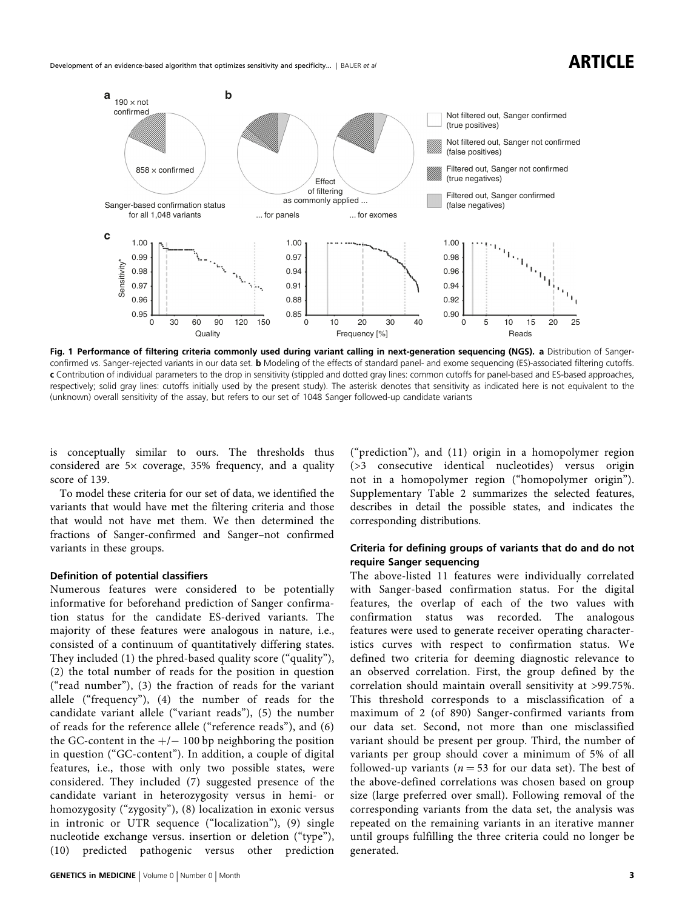Fig. 1 **Performance of filtering criteria commonly used during variant calling in next-generation sequencing (NGS). a** Distribution of Sanger-confirmed vs. Sanger-rejected variants in our data set. **b** Modeling of the effects of standard panel- and exome sequencing (ES)-associated filtering cutoffs. **c** Contribution of individual parameters to the drop in sensitivity (stippled and dotted gray lines: common cutoffs for panel-based and ES-based approaches, respectively; solid gray lines: cutoffs initially used by the present study). The asterisk denotes that sensitivity as indicated here is not equivalent to the (unknown) overall sensitivity of the assay, but refers to our set of 1048 Sanger followed-up candidate variants

is conceptually similar to ours. The thresholds thus considered are 5× coverage, 35% frequency, and a quality score of 139.

To model these criteria for our set of data, we identified the variants that would have met the filtering criteria and those that would not have met them. We then determined the fractions of Sanger-confirmed and Sanger–not confirmed variants in these groups.

### Definition of potential classifiers

Numerous features were considered to be potentially informative for beforehand prediction of Sanger confirmation status for the candidate ES-derived variants. The majority of these features were analogous in nature, i.e., consisted of a continuum of quantitatively differing states. They included (1) the phred-based quality score ("quality"), (2) the total number of reads for the position in question ("read number"), (3) the fraction of reads for the variant allele ("frequency"), (4) the number of reads for the candidate variant allele ("variant reads"), (5) the number of reads for the reference allele ("reference reads"), and (6) the GC-content in the +/− 100 bp neighboring the position in question ("GC-content"). In addition, a couple of digital features, i.e., those with only two possible states, were considered. They included (7) suggested presence of the candidate variant in heterozygosity versus in hemi- or homozygosity ("zygosity"), (8) localization in exonic versus in intronic or UTR sequence ("localization"), (9) single nucleotide exchange versus. insertion or deletion ("type"), (10) predicted pathogenic versus other prediction ("prediction"), and (11) origin in a homopolymer region (>3 consecutive identical nucleotides) versus origin not in a homopolymer region ("homopolymer origin"). Supplementary Table 2 summarizes the selected features, describes in detail the possible states, and indicates the corresponding distributions.

### Criteria for defining groups of variants that do and do not require Sanger sequencing

The above-listed 11 features were individually correlated with Sanger-based confirmation status. For the digital features, the overlap of each of the two values with confirmation status was recorded. The analogous features were used to generate receiver operating characteristics curves with respect to confirmation status. We defined two criteria for deeming diagnostic relevance to an observed correlation. First, the group defined by the correlation should maintain overall sensitivity at >99.75%. This threshold corresponds to a misclassification of a maximum of 2 (of 890) Sanger-confirmed variants from our data set. Second, not more than one misclassified variant should be present per group. Third, the number of variants per group should cover a minimum of 5% of all followed-up variants ($n = 53$ for our data set). The best of the above-defined correlations was chosen based on group size (large preferred over small). Following removal of the corresponding variants from the data set, the analysis was repeated on the remaining variants in an iterative manner until groups fulfilling the three criteria could no longer be generated.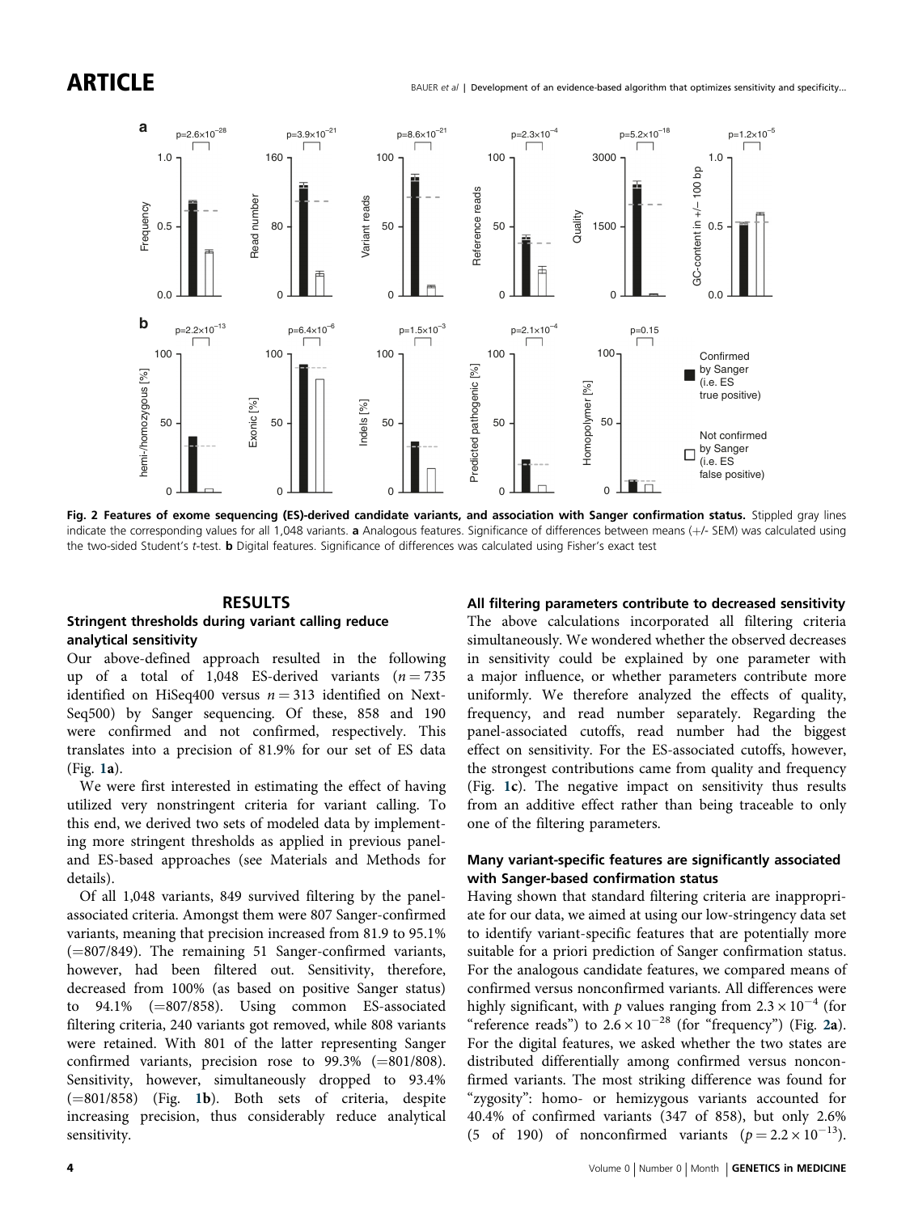Fig. 2 **Features of exome sequencing (ES)-derived candidate variants, and association with Sanger confirmation status.** Stippled gray lines indicate the corresponding values for all 1,048 variants. **a** Analogous features. Significance of differences between means (+/- SEM) was calculated using the two-sided Student's *t*-test. **b** Digital features. Significance of differences was calculated using Fisher's exact test

## RESULTS

### Stringent thresholds during variant calling reduce analytical sensitivity

Our above-defined approach resulted in the following up of a total of 1,048 ES-derived variants ($n = 735$ identified on HiSeq400 versus $n = 313$ identified on NextSeq500) by Sanger sequencing. Of these, 858 and 190 were confirmed and not confirmed, respectively. This translates into a precision of 81.9% for our set of ES data (Fig. 1a).

We were first interested in estimating the effect of having utilized very nonstringent criteria for variant calling. To this end, we derived two sets of modeled data by implementing more stringent thresholds as applied in previous panel- and ES-based approaches (see Materials and Methods for details).

Of all 1,048 variants, 849 survived filtering by the panel-associated criteria. Amongst them were 807 Sanger-confirmed variants, meaning that precision increased from 81.9 to 95.1% (=807/849). The remaining 51 Sanger-confirmed variants, however, had been filtered out. Sensitivity, therefore, decreased from 100% (as based on positive Sanger status) to 94.1% (=807/858). Using common ES-associated filtering criteria, 240 variants got removed, while 808 variants were retained. With 801 of the latter representing Sanger confirmed variants, precision rose to 99.3% (=801/808). Sensitivity, however, simultaneously dropped to 93.4% (=801/858) (Fig. 1b). Both sets of criteria, despite increasing precision, thus considerably reduce analytical sensitivity.

### All filtering parameters contribute to decreased sensitivity

The above calculations incorporated all filtering criteria simultaneously. We wondered whether the observed decreases in sensitivity could be explained by one parameter with a major influence, or whether parameters contribute more uniformly. We therefore analyzed the effects of quality, frequency, and read number separately. Regarding the panel-associated cutoffs, read number had the biggest effect on sensitivity. For the ES-associated cutoffs, however, the strongest contributions came from quality and frequency (Fig. 1c). The negative impact on sensitivity thus results from an additive effect rather than being traceable to only one of the filtering parameters.

### Many variant-specific features are significantly associated with Sanger-based confirmation status

Having shown that standard filtering criteria are inappropriate for our data, we aimed at using our low-stringency data set to identify variant-specific features that are potentially more suitable for a priori prediction of Sanger confirmation status. For the analogous candidate features, we compared means of confirmed versus nonconfirmed variants. All differences were highly significant, with $p$ values ranging from $2.3 \times 10^{-4}$ (for "reference reads") to $2.6 \times 10^{-28}$ (for "frequency") (Fig. 2a). For the digital features, we asked whether the two states are distributed differentially among confirmed versus nonconfirmed variants. The most striking difference was found for "zygosity": homo- or hemizygous variants accounted for 40.4% of confirmed variants (347 of 858), but only 2.6% (5 of 190) of nonconfirmed variants ($p = 2.2 \times 10^{-13}$).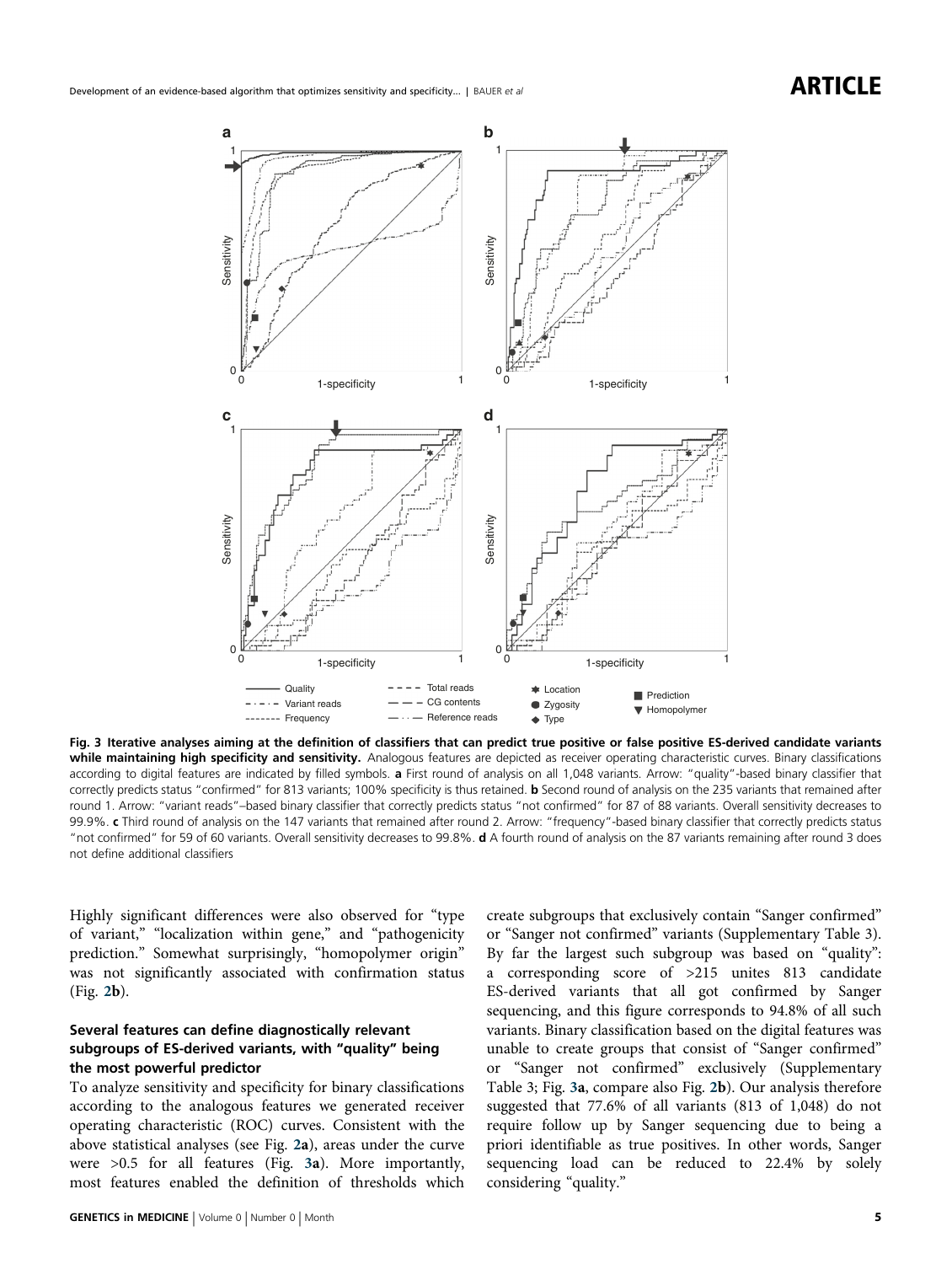**Fig. 3 Iterative analyses aiming at the definition of classifiers that can predict true positive or false positive ES-derived candidate variants while maintaining high specificity and sensitivity.** Analogous features are depicted as receiver operating characteristic curves. Binary classifications according to digital features are indicated by filled symbols. **a** First round of analysis on all 1,048 variants. Arrow: "quality"-based binary classifier that correctly predicts status "confirmed" for 813 variants; 100% specificity is thus retained. **b** Second round of analysis on the 235 variants that remained after round 1. Arrow: "variant reads"–based binary classifier that correctly predicts status "not confirmed" for 87 of 88 variants. Overall sensitivity decreases to 99.9%. **c** Third round of analysis on the 147 variants that remained after round 2. Arrow: "frequency"-based binary classifier that correctly predicts status "not confirmed" for 59 of 60 variants. Overall sensitivity decreases to 99.8%. **d** A fourth round of analysis on the 87 variants remaining after round 3 does not define additional classifiers

Highly significant differences were also observed for "type of variant," "localization within gene," and "pathogenicity prediction." Somewhat surprisingly, "homopolymer origin" was not significantly associated with confirmation status (Fig. 2b).

### Several features can define diagnostically relevant subgroups of ES-derived variants, with "quality" being the most powerful predictor

To analyze sensitivity and specificity for binary classifications according to the analogous features we generated receiver operating characteristic (ROC) curves. Consistent with the above statistical analyses (see Fig. 2a), areas under the curve were >0.5 for all features (Fig. 3a). More importantly, most features enabled the definition of thresholds which create subgroups that exclusively contain "Sanger confirmed" or "Sanger not confirmed" variants (Supplementary Table 3). By far the largest such subgroup was based on "quality": a corresponding score of >215 unites 813 candidate ES-derived variants that all got confirmed by Sanger sequencing, and this figure corresponds to 94.8% of all such variants. Binary classification based on the digital features was unable to create groups that consist of "Sanger confirmed" or "Sanger not confirmed" exclusively (Supplementary Table 3; Fig. 3a, compare also Fig. 2b). Our analysis therefore suggested that 77.6% of all variants (813 of 1,048) do not require follow up by Sanger sequencing due to being a priori identifiable as true positives. In other words, Sanger sequencing load can be reduced to 22.4% by solely considering "quality."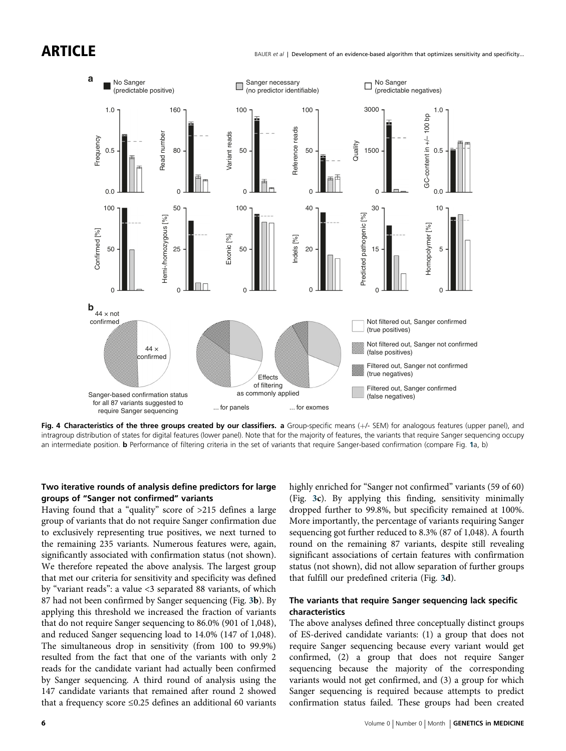**Fig. 4 Characteristics of the three groups created by our classifiers. a** Group-specific means (+/- SEM) for analogous features (upper panel), and intragroup distribution of states for digital features (lower panel). Note that for the majority of features, the variants that require Sanger sequencing occupy an intermediate position. **b** Performance of filtering criteria in the set of variants that require Sanger-based confirmation (compare Fig. 1a, b)

### Two iterative rounds of analysis define predictors for large groups of "Sanger not confirmed" variants

Having found that a "quality" score of >215 defines a large group of variants that do not require Sanger confirmation due to exclusively representing true positives, we next turned to the remaining 235 variants. Numerous features were, again, significantly associated with confirmation status (not shown). We therefore repeated the above analysis. The largest group that met our criteria for sensitivity and specificity was defined by "variant reads": a value <3 separated 88 variants, of which 87 had not been confirmed by Sanger sequencing (Fig. 3b). By applying this threshold we increased the fraction of variants that do not require Sanger sequencing to 86.0% (901 of 1,048), and reduced Sanger sequencing load to 14.0% (147 of 1,048). The simultaneous drop in sensitivity (from 100 to 99.9%) resulted from the fact that one of the variants with only 2 reads for the candidate variant had actually been confirmed by Sanger sequencing. A third round of analysis using the 147 candidate variants that remained after round 2 showed that a frequency score ≤0.25 defines an additional 60 variants highly enriched for "Sanger not confirmed" variants (59 of 60) (Fig. 3c). By applying this finding, sensitivity minimally dropped further to 99.8%, but specificity remained at 100%. More importantly, the percentage of variants requiring Sanger sequencing got further reduced to 8.3% (87 of 1,048). A fourth round on the remaining 87 variants, despite still revealing significant associations of certain features with confirmation status (not shown), did not allow separation of further groups that fulfill our predefined criteria (Fig. 3d).

### The variants that require Sanger sequencing lack specific characteristics

The above analyses defined three conceptually distinct groups of ES-derived candidate variants: (1) a group that does not require Sanger sequencing because every variant would get confirmed, (2) a group that does not require Sanger sequencing because the majority of the corresponding variants would not get confirmed, and (3) a group for which Sanger sequencing is required because attempts to predict confirmation status failed. These groups had been created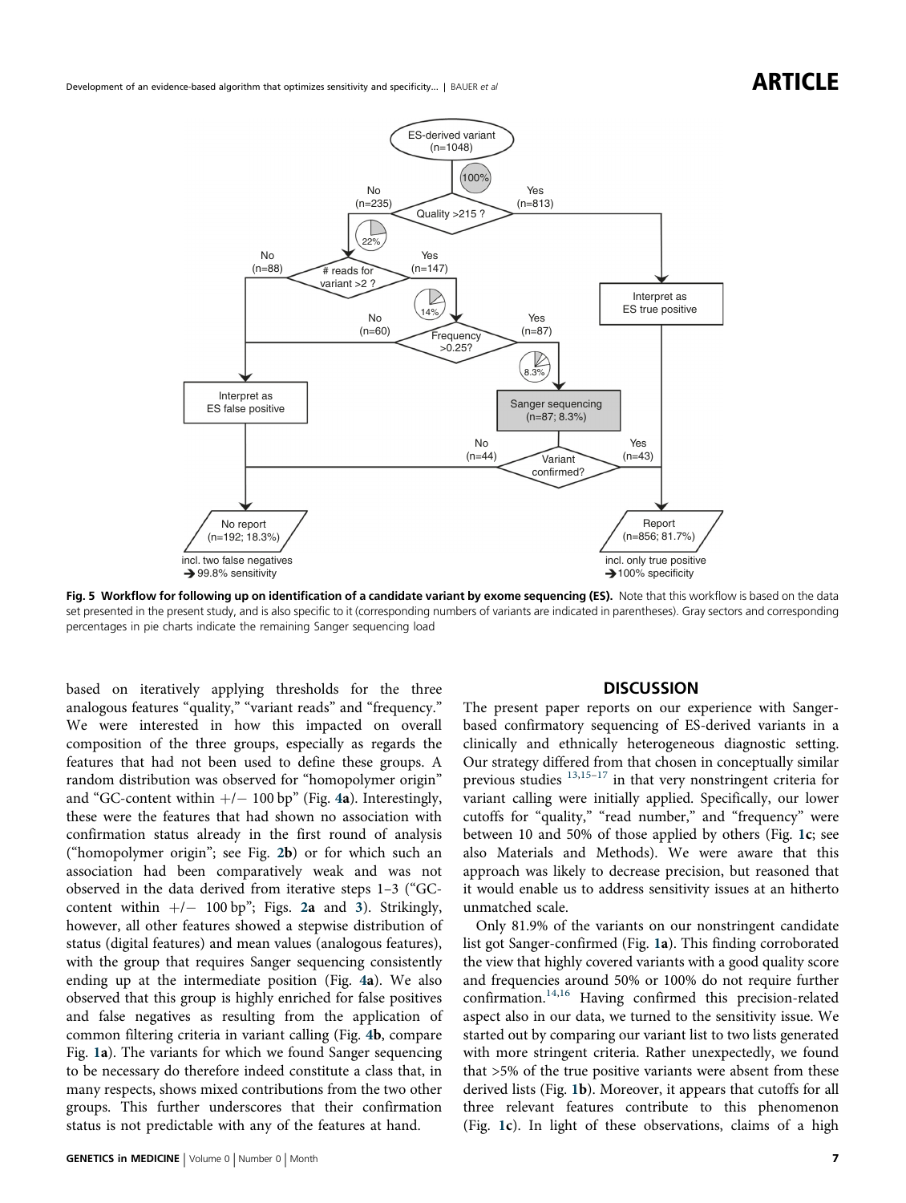**Fig. 5 Workflow for following up on identification of a candidate variant by exome sequencing (ES).** Note that this workflow is based on the data set presented in the present study, and is also specific to it (corresponding numbers of variants are indicated in parentheses). Gray sectors and corresponding percentages in pie charts indicate the remaining Sanger sequencing load

based on iteratively applying thresholds for the three analogous features "quality," "variant reads" and "frequency." We were interested in how this impacted on overall composition of the three groups, especially as regards the features that had not been used to define these groups. A random distribution was observed for "homopolymer origin" and "GC-content within +/− 100 bp" (Fig. 4a). Interestingly, these were the features that had shown no association with confirmation status already in the first round of analysis ("homopolymer origin"; see Fig. 2b) or for which such an association had been comparatively weak and was not observed in the data derived from iterative steps 1–3 ("GC-content within +/− 100 bp"; Figs. 2a and 3). Strikingly, however, all other features showed a stepwise distribution of status (digital features) and mean values (analogous features), with the group that requires Sanger sequencing consistently ending up at the intermediate position (Fig. 4a). We also observed that this group is highly enriched for false positives and false negatives as resulting from the application of common filtering criteria in variant calling (Fig. 4b, compare Fig. 1a). The variants for which we found Sanger sequencing to be necessary do therefore indeed constitute a class that, in many respects, shows mixed contributions from the two other groups. This further underscores that their confirmation status is not predictable with any of the features at hand.

## DISCUSSION

The present paper reports on our experience with Sanger-based confirmatory sequencing of ES-derived variants in a clinically and ethnically heterogeneous diagnostic setting. Our strategy differed from that chosen in conceptually similar previous studies [13,15–17] in that very nonstringent criteria for variant calling were initially applied. Specifically, our lower cutoffs for "quality," "read number," and "frequency" were between 10 and 50% of those applied by others (Fig. 1c; see also Materials and Methods). We were aware that this approach was likely to decrease precision, but reasoned that it would enable us to address sensitivity issues at an hitherto unmatched scale.

Only 81.9% of the variants on our nonstringent candidate list got Sanger-confirmed (Fig. 1a). This finding corroborated the view that highly covered variants with a good quality score and frequencies around 50% or 100% do not require further confirmation.[14,16] Having confirmed this precision-related aspect also in our data, we turned to the sensitivity issue. We started out by comparing our variant list to two lists generated with more stringent criteria. Rather unexpectedly, we found that >5% of the true positive variants were absent from these derived lists (Fig. 1b). Moreover, it appears that cutoffs for all three relevant features contribute to this phenomenon (Fig. 1c). In light of these observations, claims of a high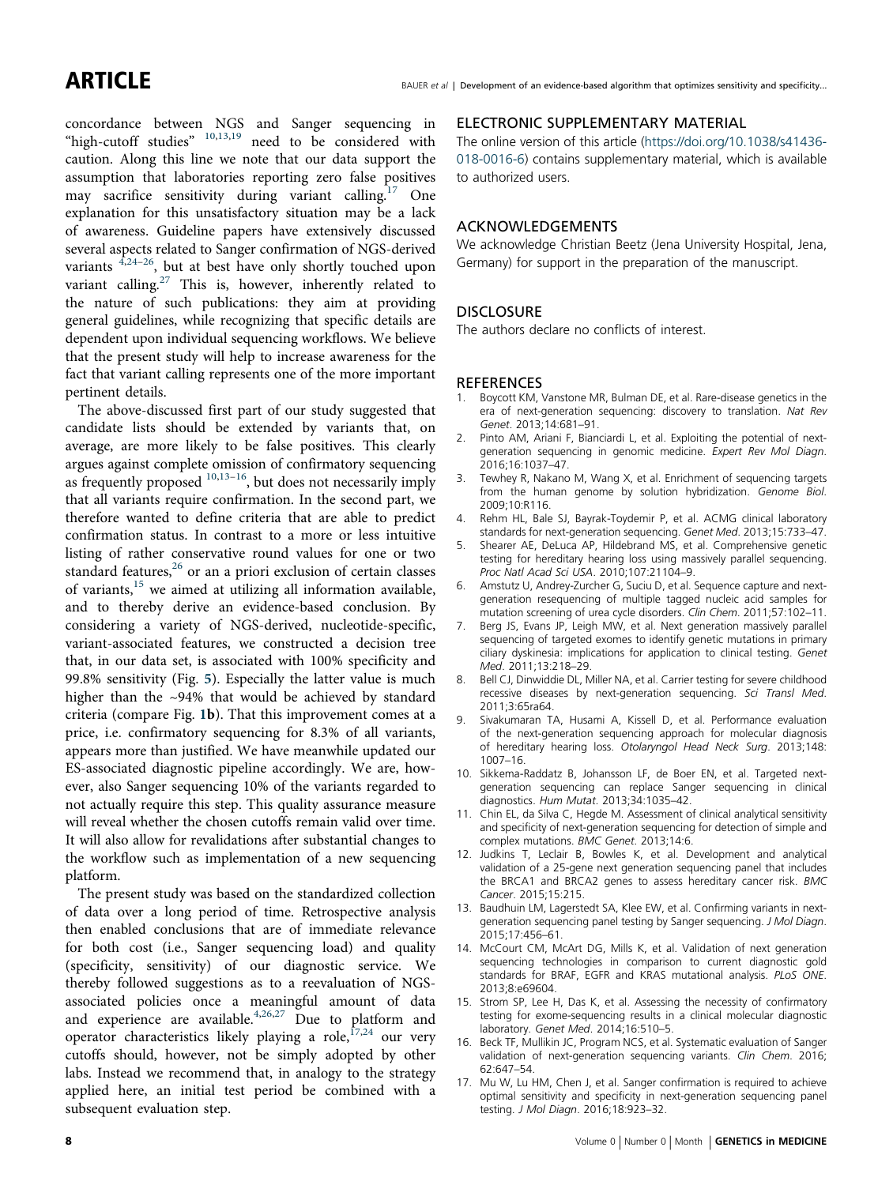concordance between NGS and Sanger sequencing in "high-cutoff studies" [10,13,19] need to be considered with caution. Along this line we note that our data support the assumption that laboratories reporting zero false positives may sacrifice sensitivity during variant calling.[17] One explanation for this unsatisfactory situation may be a lack of awareness. Guideline papers have extensively discussed several aspects related to Sanger confirmation of NGS-derived variants [4,24–26], but at best have only shortly touched upon variant calling.[27] This is, however, inherently related to the nature of such publications: they aim at providing general guidelines, while recognizing that specific details are dependent upon individual sequencing workflows. We believe that the present study will help to increase awareness for the fact that variant calling represents one of the more important pertinent details.

The above-discussed first part of our study suggested that candidate lists should be extended by variants that, on average, are more likely to be false positives. This clearly argues against complete omission of confirmatory sequencing as frequently proposed [10,13–16], but does not necessarily imply that all variants require confirmation. In the second part, we therefore wanted to define criteria that are able to predict confirmation status. In contrast to a more or less intuitive listing of rather conservative round values for one or two standard features,[26] or an a priori exclusion of certain classes of variants,[15] we aimed at utilizing all information available, and to thereby derive an evidence-based conclusion. By considering a variety of NGS-derived, nucleotide-specific, variant-associated features, we constructed a decision tree that, in our data set, is associated with 100% specificity and 99.8% sensitivity (Fig. **5**). Especially the latter value is much higher than the ~94% that would be achieved by standard criteria (compare Fig. **1b**). That this improvement comes at a price, i.e. confirmatory sequencing for 8.3% of all variants, appears more than justified. We have meanwhile updated our ES-associated diagnostic pipeline accordingly. We are, however, also Sanger sequencing 10% of the variants regarded to not actually require this step. This quality assurance measure will reveal whether the chosen cutoffs remain valid over time. It will also allow for revalidations after substantial changes to the workflow such as implementation of a new sequencing platform.

The present study was based on the standardized collection of data over a long period of time. Retrospective analysis then enabled conclusions that are of immediate relevance for both cost (i.e., Sanger sequencing load) and quality (specificity, sensitivity) of our diagnostic service. We thereby followed suggestions as to a reevaluation of NGS-associated policies once a meaningful amount of data and experience are available.[4,26,27] Due to platform and operator characteristics likely playing a role,[17,24] our very cutoffs should, however, not be simply adopted by other labs. Instead we recommend that, in analogy to the strategy applied here, an initial test period be combined with a subsequent evaluation step.

## ELECTRONIC SUPPLEMENTARY MATERIAL

The online version of this article (https://doi.org/10.1038/s41436-018-0016-6) contains supplementary material, which is available to authorized users.

## ACKNOWLEDGEMENTS

We acknowledge Christian Beetz (Jena University Hospital, Jena, Germany) for support in the preparation of the manuscript.

## DISCLOSURE

The authors declare no conflicts of interest.

## REFERENCES

1. Boycott KM, Vanstone MR, Bulman DE, et al. Rare-disease genetics in the era of next-generation sequencing: discovery to translation. *Nat Rev Genet*. 2013;14:681–91.
2. Pinto AM, Ariani F, Bianciardi L, et al. Exploiting the potential of next-generation sequencing in genomic medicine. *Expert Rev Mol Diagn*. 2016;16:1037–47.
3. Tewhey R, Nakano M, Wang X, et al. Enrichment of sequencing targets from the human genome by solution hybridization. *Genome Biol*. 2009;10:R116.
4. Rehm HL, Bale SJ, Bayrak-Toydemir P, et al. ACMG clinical laboratory standards for next-generation sequencing. *Genet Med*. 2013;15:733–47.
5. Shearer AE, DeLuca AP, Hildebrand MS, et al. Comprehensive genetic testing for hereditary hearing loss using massively parallel sequencing. *Proc Natl Acad Sci USA*. 2010;107:21104–9.
6. Amstutz U, Andrey-Zurcher G, Suciu D, et al. Sequence capture and next-generation resequencing of multiple tagged nucleic acid samples for mutation screening of urea cycle disorders. *Clin Chem*. 2011;57:102–11.
7. Berg JS, Evans JP, Leigh MW, et al. Next generation massively parallel sequencing of targeted exomes to identify genetic mutations in primary ciliary dyskinesia: implications for application to clinical testing. *Genet Med*. 2011;13:218–29.
8. Bell CJ, Dinwiddie DL, Miller NA, et al. Carrier testing for severe childhood recessive diseases by next-generation sequencing. *Sci Transl Med*. 2011;3:65ra64.
9. Sivakumaran TA, Husami A, Kissell D, et al. Performance evaluation of the next-generation sequencing approach for molecular diagnosis of hereditary hearing loss. *Otolaryngol Head Neck Surg*. 2013;148:1007–16.
10. Sikkema-Raddatz B, Johansson LF, de Boer EN, et al. Targeted next-generation sequencing can replace Sanger sequencing in clinical diagnostics. *Hum Mutat*. 2013;34:1035–42.
11. Chin EL, da Silva C, Hegde M. Assessment of clinical analytical sensitivity and specificity of next-generation sequencing for detection of simple and complex mutations. *BMC Genet*. 2013;14:6.
12. Judkins T, Leclair B, Bowles K, et al. Development and analytical validation of a 25-gene next generation sequencing panel that includes the BRCA1 and BRCA2 genes to assess hereditary cancer risk. *BMC Cancer*. 2015;15:215.
13. Baudhuin LM, Lagerstedt SA, Klee EW, et al. Confirming variants in next-generation sequencing panel testing by Sanger sequencing. *J Mol Diagn*. 2015;17:456–61.
14. McCourt CM, McArt DG, Mills K, et al. Validation of next generation sequencing technologies in comparison to current diagnostic gold standards for BRAF, EGFR and KRAS mutational analysis. *PLoS ONE*. 2013;8:e69604.
15. Strom SP, Lee H, Das K, et al. Assessing the necessity of confirmatory testing for exome-sequencing results in a clinical molecular diagnostic laboratory. *Genet Med*. 2014;16:510–5.
16. Beck TF, Mullikin JC, Program NCS, et al. Systematic evaluation of Sanger validation of next-generation sequencing variants. *Clin Chem*. 2016;62:647–54.
17. Mu W, Lu HM, Chen J, et al. Sanger confirmation is required to achieve optimal sensitivity and specificity in next-generation sequencing panel testing. *J Mol Diagn*. 2016;18:923–32.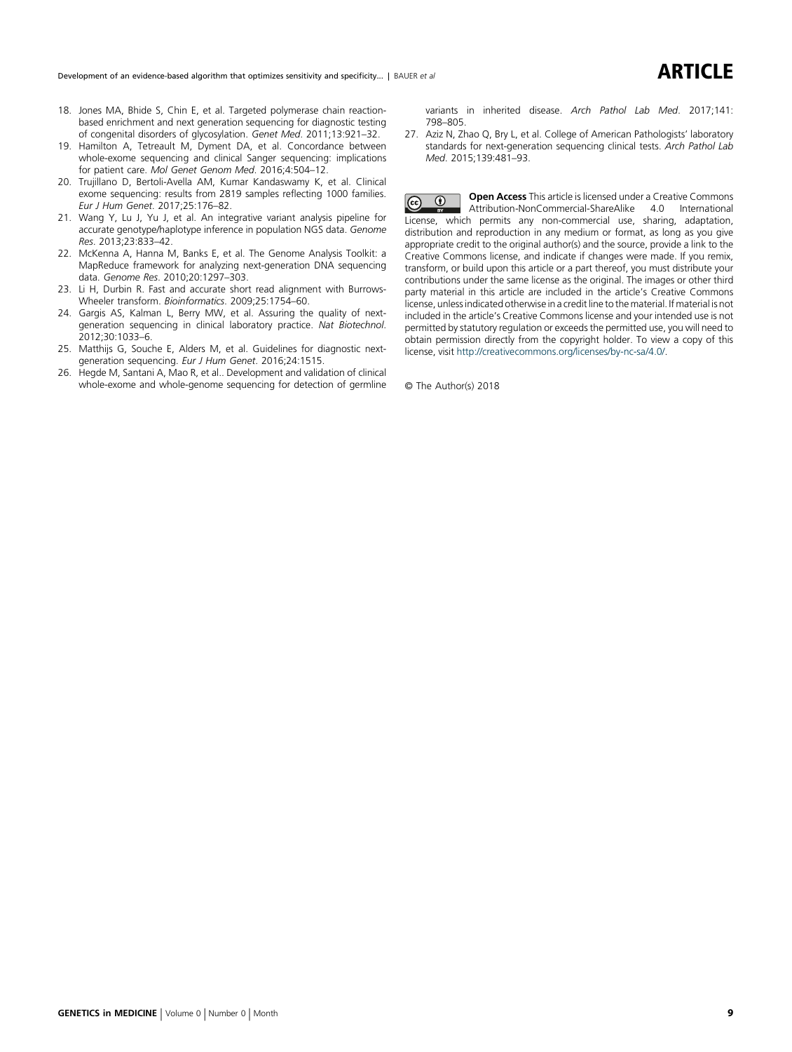18. Jones MA, Bhide S, Chin E, et al. Targeted polymerase chain reaction-based enrichment and next generation sequencing for diagnostic testing of congenital disorders of glycosylation. *Genet Med*. 2011;13:921–32.
19. Hamilton A, Tetreault M, Dyment DA, et al. Concordance between whole-exome sequencing and clinical Sanger sequencing: implications for patient care. *Mol Genet Genom Med*. 2016;4:504–12.
20. Trujillano D, Bertoli-Avella AM, Kumar Kandaswamy K, et al. Clinical exome sequencing: results from 2819 samples reflecting 1000 families. *Eur J Hum Genet*. 2017;25:176–82.
21. Wang Y, Lu J, Yu J, et al. An integrative variant analysis pipeline for accurate genotype/haplotype inference in population NGS data. *Genome Res*. 2013;23:833–42.
22. McKenna A, Hanna M, Banks E, et al. The Genome Analysis Toolkit: a MapReduce framework for analyzing next-generation DNA sequencing data. *Genome Res*. 2010;20:1297–303.
23. Li H, Durbin R. Fast and accurate short read alignment with Burrows-Wheeler transform. *Bioinformatics*. 2009;25:1754–60.
24. Gargis AS, Kalman L, Berry MW, et al. Assuring the quality of next-generation sequencing in clinical laboratory practice. *Nat Biotechnol*. 2012;30:1033–6.
25. Matthijs G, Souche E, Alders M, et al. Guidelines for diagnostic next-generation sequencing. *Eur J Hum Genet*. 2016;24:1515.
26. Hegde M, Santani A, Mao R, et al.. Development and validation of clinical whole-exome and whole-genome sequencing for detection of germline variants in inherited disease. *Arch Pathol Lab Med*. 2017;141: 798–805.
27. Aziz N, Zhao Q, Bry L, et al. College of American Pathologists' laboratory standards for next-generation sequencing clinical tests. *Arch Pathol Lab Med*. 2015;139:481–93.

**Open Access** This article is licensed under a Creative Commons Attribution-NonCommercial-ShareAlike 4.0 International License, which permits any non-commercial use, sharing, adaptation, distribution and reproduction in any medium or format, as long as you give appropriate credit to the original author(s) and the source, provide a link to the Creative Commons license, and indicate if changes were made. If you remix, transform, or build upon this article or a part thereof, you must distribute your contributions under the same license as the original. The images or other third party material in this article are included in the article's Creative Commons license, unless indicated otherwise in a credit line to the material. If material is not included in the article's Creative Commons license and your intended use is not permitted by statutory regulation or exceeds the permitted use, you will need to obtain permission directly from the copyright holder. To view a copy of this license, visit http://creativecommons.org/licenses/by-nc-sa/4.0/.

© The Author(s) 2018